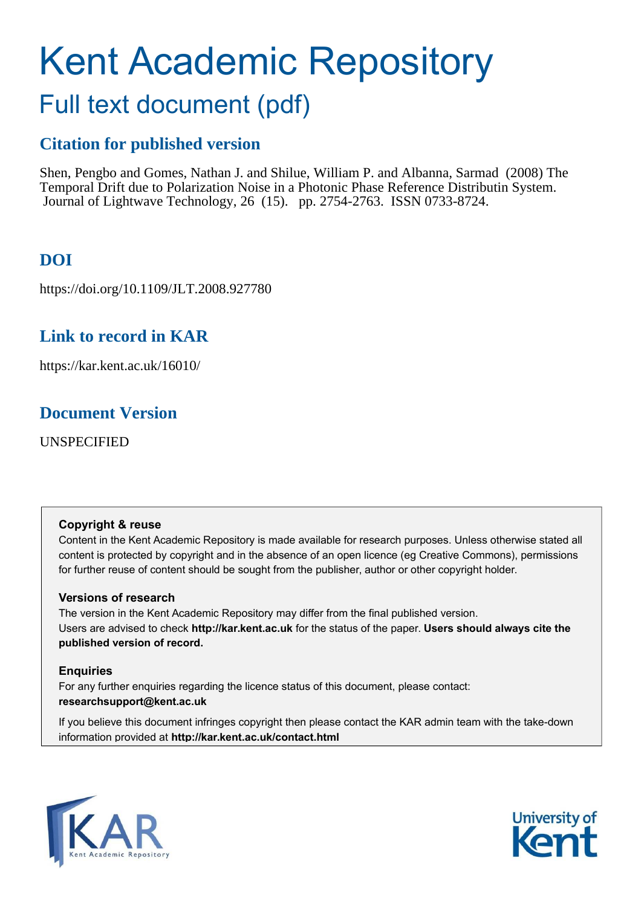# Kent Academic Repository

## Full text document (pdf)

### Citation for published version

Shen, Pengbo and Gomes, Nathan J. and Shilue, William P. and Albanna, Sarmad (2008) The Temporal Drift due to Polarization Noise in a Photonic Phase Reference Distributin System. Journal of Lightwave Technology, 26 (15). pp. 2754-2763. ISSN 0733-8724.

### DOI

https://doi.org/10.1109/JLT.2008.927780

### Link to record in KAR

https://kar.kent.ac.uk/16010/

### Document Version

UNSPECIFIED

**Copyright & reuse**

Content in the Kent Academic Repository is made available for research purposes. Unless otherwise stated all content is protected by copyright and in the absence of an open licence (eg Creative Commons), permissions for further reuse of content should be sought from the publisher, author or other copyright holder.

**Versions of research**

The version in the Kent Academic Repository may differ from the final published version. Users are advised to check **http://kar.kent.ac.uk** for the status of the paper. **Users should always cite the published version of record.**

**Enquiries**

For any further enquiries regarding the licence status of this document, please contact: **researchsupport@kent.ac.uk**

If you believe this document infringes copyright then please contact the KAR admin team with the take-down information provided at **http://kar.kent.ac.uk/contact.html**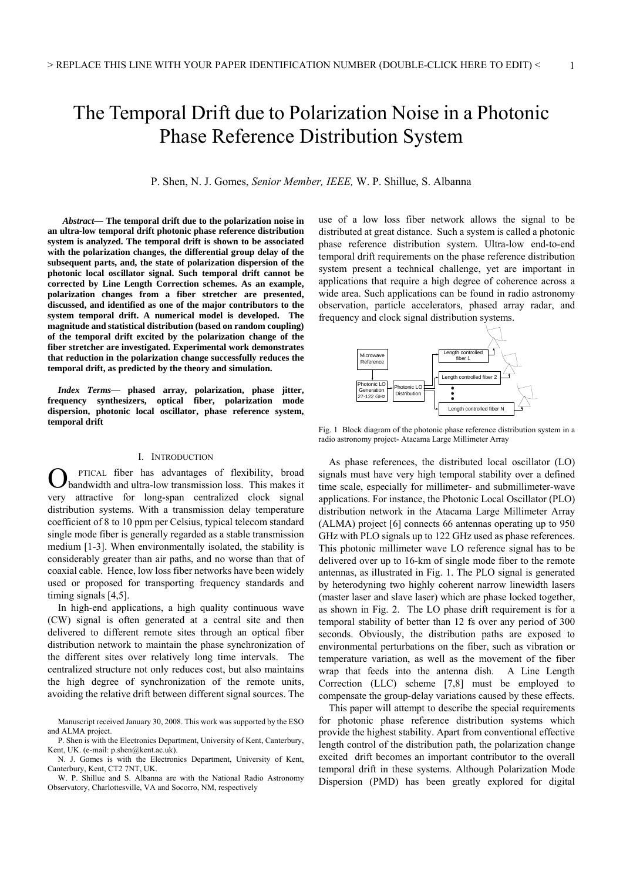# The Temporal Drift due to Polarization Noise in a Photonic Phase Reference Distribution System

P. Shen, N. J. Gomes, *Senior Member, IEEE,* W. P. Shillue, S. Albanna

***Abstract*— The temporal drift due to the polarization noise in an ultra-low temporal drift photonic phase reference distribution system is analyzed. The temporal drift is shown to be associated with the polarization changes, the differential group delay of the subsequent parts, and, the state of polarization dispersion of the photonic local oscillator signal. Such temporal drift cannot be corrected by Line Length Correction schemes. As an example, polarization changes from a fiber stretcher are presented, discussed, and identified as one of the major contributors to the system temporal drift. A numerical model is developed. The magnitude and statistical distribution (based on random coupling) of the temporal drift excited by the polarization change of the fiber stretcher are investigated. Experimental work demonstrates that reduction in the polarization change successfully reduces the temporal drift, as predicted by the theory and simulation.**

***Index Terms*— phased array, polarization, phase jitter, frequency synthesizers, optical fiber, polarization mode dispersion, photonic local oscillator, phase reference system, temporal drift**

## I. Introduction

Optical fiber has advantages of flexibility, broad bandwidth and ultra-low transmission loss. This makes it very attractive for long-span centralized clock signal distribution systems. With a transmission delay temperature coefficient of 8 to 10 ppm per Celsius, typical telecom standard single mode fiber is generally regarded as a stable transmission medium [1-3]. When environmentally isolated, the stability is considerably greater than air paths, and no worse than that of coaxial cable. Hence, low loss fiber networks have been widely used or proposed for transporting frequency standards and timing signals [4,5].

In high-end applications, a high quality continuous wave (CW) signal is often generated at a central site and then delivered to different remote sites through an optical fiber distribution network to maintain the phase synchronization of the different sites over relatively long time intervals. The centralized structure not only reduces cost, but also maintains the high degree of synchronization of the remote units, avoiding the relative drift between different signal sources. The use of a low loss fiber network allows the signal to be distributed at great distance. Such a system is called a photonic phase reference distribution system. Ultra-low end-to-end temporal drift requirements on the phase reference distribution system present a technical challenge, yet are important in applications that require a high degree of coherence across a wide area. Such applications can be found in radio astronomy observation, particle accelerators, phased array radar, and frequency and clock signal distribution systems.

Fig. 1 Block diagram of the photonic phase reference distribution system in a radio astronomy project- Atacama Large Millimeter Array

As phase references, the distributed local oscillator (LO) signals must have very high temporal stability over a defined time scale, especially for millimeter- and submillimeter-wave applications. For instance, the Photonic Local Oscillator (PLO) distribution network in the Atacama Large Millimeter Array (ALMA) project [6] connects 66 antennas operating up to 950 GHz with PLO signals up to 122 GHz used as phase references. This photonic millimeter wave LO reference signal has to be delivered over up to 16-km of single mode fiber to the remote antennas, as illustrated in Fig. 1. The PLO signal is generated by heterodyning two highly coherent narrow linewidth lasers (master laser and slave laser) which are phase locked together, as shown in Fig. 2. The LO phase drift requirement is for a temporal stability of better than 12 fs over any period of 300 seconds. Obviously, the distribution paths are exposed to environmental perturbations on the fiber, such as vibration or temperature variation, as well as the movement of the fiber wrap that feeds into the antenna dish. A Line Length Correction (LLC) scheme [7,8] must be employed to compensate the group-delay variations caused by these effects.

This paper will attempt to describe the special requirements for photonic phase reference distribution systems which provide the highest stability. Apart from conventional effective length control of the distribution path, the polarization change excited drift becomes an important contributor to the overall temporal drift in these systems. Although Polarization Mode Dispersion (PMD) has been greatly explored for digital

Manuscript received January 30, 2008. This work was supported by the ESO and ALMA project.

P. Shen is with the Electronics Department, University of Kent, Canterbury, Kent, UK. (e-mail: p.shen@kent.ac.uk).

N. J. Gomes is with the Electronics Department, University of Kent, Canterbury, Kent, CT2 7NT, UK.

W. P. Shillue and S. Albanna are with the National Radio Astronomy Observatory, Charlottesville, VA and Socorro, NM, respectively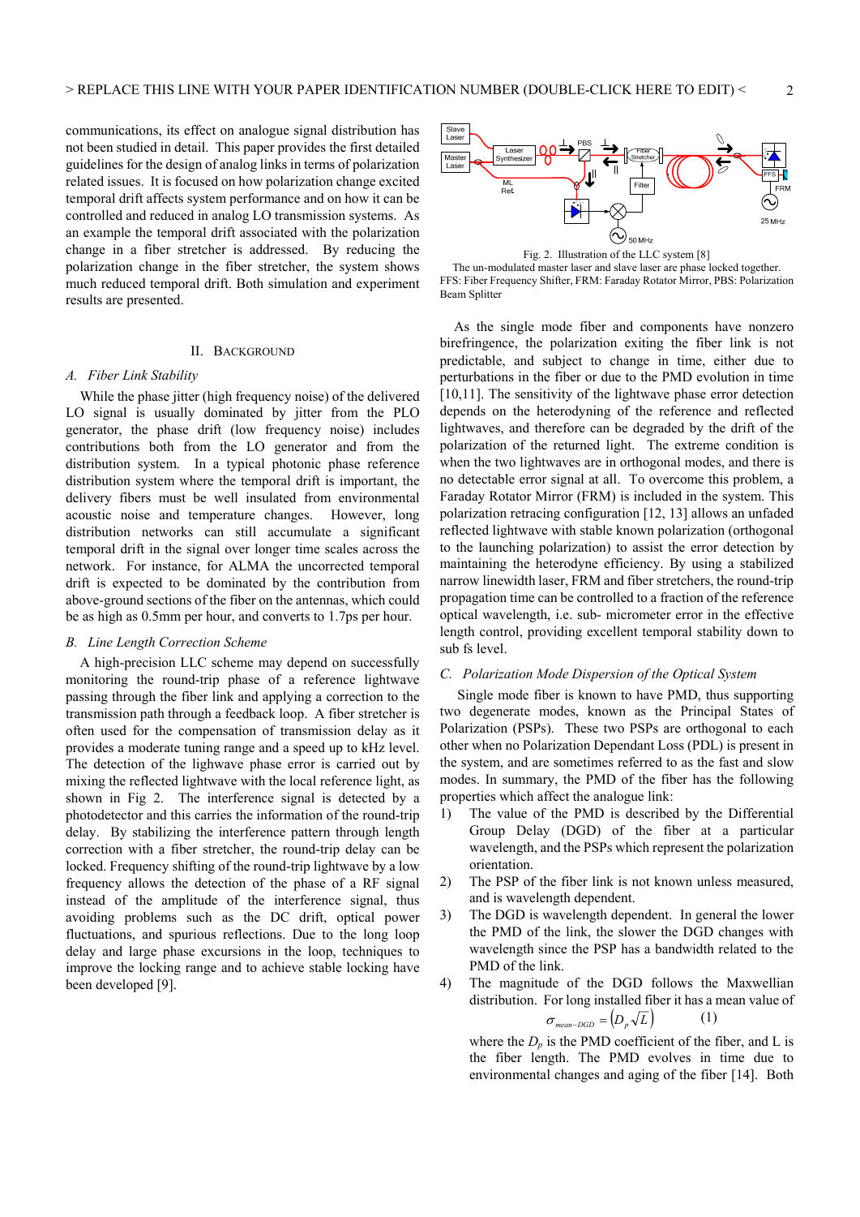communications, its effect on analogue signal distribution has not been studied in detail. This paper provides the first detailed guidelines for the design of analog links in terms of polarization related issues. It is focused on how polarization change excited temporal drift affects system performance and on how it can be controlled and reduced in analog LO transmission systems. As an example the temporal drift associated with the polarization change in a fiber stretcher is addressed. By reducing the polarization change in the fiber stretcher, the system shows much reduced temporal drift. Both simulation and experiment results are presented.

## II. Background

### A. Fiber Link Stability

While the phase jitter (high frequency noise) of the delivered LO signal is usually dominated by jitter from the PLO generator, the phase drift (low frequency noise) includes contributions both from the LO generator and from the distribution system. In a typical photonic phase reference distribution system where the temporal drift is important, the delivery fibers must be well insulated from environmental acoustic noise and temperature changes. However, long distribution networks can still accumulate a significant temporal drift in the signal over longer time scales across the network. For instance, for ALMA the uncorrected temporal drift is expected to be dominated by the contribution from above-ground sections of the fiber on the antennas, which could be as high as 0.5mm per hour, and converts to 1.7ps per hour.

### B. Line Length Correction Scheme

A high-precision LLC scheme may depend on successfully monitoring the round-trip phase of a reference lightwave passing through the fiber link and applying a correction to the transmission path through a feedback loop. A fiber stretcher is often used for the compensation of transmission delay as it provides a moderate tuning range and a speed up to kHz level. The detection of the lighwave phase error is carried out by mixing the reflected lightwave with the local reference light, as shown in Fig 2. The interference signal is detected by a photodetector and this carries the information of the round-trip delay. By stabilizing the interference pattern through length correction with a fiber stretcher, the round-trip delay can be locked. Frequency shifting of the round-trip lightwave by a low frequency allows the detection of the phase of a RF signal instead of the amplitude of the interference signal, thus avoiding problems such as the DC drift, optical power fluctuations, and spurious reflections. Due to the long loop delay and large phase excursions in the loop, techniques to improve the locking range and to achieve stable locking have been developed [9].

Fig. 2. Illustration of the LLC system [8]
The un-modulated master laser and slave laser are phase locked together. FFS: Fiber Frequency Shifter, FRM: Faraday Rotator Mirror, PBS: Polarization Beam Splitter

As the single mode fiber and components have nonzero birefringence, the polarization exiting the fiber link is not predictable, and subject to change in time, either due to perturbations in the fiber or due to the PMD evolution in time [10,11]. The sensitivity of the lightwave phase error detection depends on the heterodyning of the reference and reflected lightwaves, and therefore can be degraded by the drift of the polarization of the returned light. The extreme condition is when the two lightwaves are in orthogonal modes, and there is no detectable error signal at all. To overcome this problem, a Faraday Rotator Mirror (FRM) is included in the system. This polarization retracing configuration [12, 13] allows an unfaded reflected lightwave with stable known polarization (orthogonal to the launching polarization) to assist the error detection by maintaining the heterodyne efficiency. By using a stabilized narrow linewidth laser, FRM and fiber stretchers, the round-trip propagation time can be controlled to a fraction of the reference optical wavelength, i.e. sub- micrometer error in the effective length control, providing excellent temporal stability down to sub fs level.

### C. Polarization Mode Dispersion of the Optical System

Single mode fiber is known to have PMD, thus supporting two degenerate modes, known as the Principal States of Polarization (PSPs). These two PSPs are orthogonal to each other when no Polarization Dependant Loss (PDL) is present in the system, and are sometimes referred to as the fast and slow modes. In summary, the PMD of the fiber has the following properties which affect the analogue link:

1) The value of the PMD is described by the Differential Group Delay (DGD) of the fiber at a particular wavelength, and the PSPs which represent the polarization orientation.
2) The PSP of the fiber link is not known unless measured, and is wavelength dependent.
3) The DGD is wavelength dependent. In general the lower the PMD of the link, the slower the DGD changes with wavelength since the PSP has a bandwidth related to the PMD of the link.
4) The magnitude of the DGD follows the Maxwellian distribution. For long installed fiber it has a mean value of

$$\sigma_{mean-DGD} = \left(D_p \sqrt{L}\right) \qquad (1)$$

where the $D_p$ is the PMD coefficient of the fiber, and L is the fiber length. The PMD evolves in time due to environmental changes and aging of the fiber [14]. Both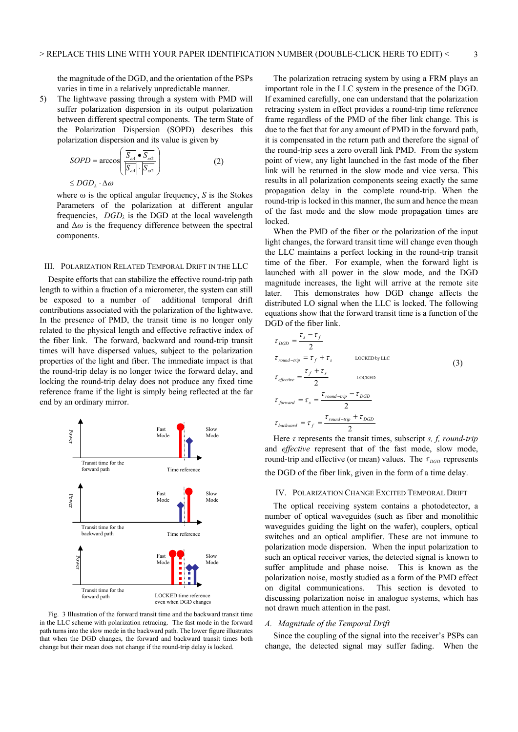the magnitude of the DGD, and the orientation of the PSPs varies in time in a relatively unpredictable manner.

5) The lightwave passing through a system with PMD will suffer polarization dispersion in its output polarization between different spectral components. The term State of the Polarization Dispersion (SOPD) describes this polarization dispersion and its value is given by

$$SOPD = \arccos\left(\frac{\overline{S_{\omega 1}} \bullet \overline{S_{\omega 2}}}{\left|\overline{S_{\omega 1}}\right| \cdot \left|\overline{S_{\omega 2}}\right|}\right) \le DGD_{\lambda} \cdot \Delta\omega \qquad (2)$$

where ω is the optical angular frequency, $S$ is the Stokes Parameters of the polarization at different angular frequencies, $DGD_{\lambda}$ is the DGD at the local wavelength and $\Delta\omega$ is the frequency difference between the spectral components.

## III. Polarization Related Temporal Drift in the LLC

Despite efforts that can stabilize the effective round-trip path length to within a fraction of a micrometer, the system can still be exposed to a number of additional temporal drift contributions associated with the polarization of the lightwave. In the presence of PMD, the transit time is no longer only related to the physical length and effective refractive index of the fiber link. The forward, backward and round-trip transit times will have dispersed values, subject to the polarization properties of the light and fiber. The immediate impact is that the round-trip delay is no longer twice the forward delay, and locking the round-trip delay does not produce any fixed time reference frame if the light is simply being reflected at the far end by an ordinary mirror.

Fig. 3 Illustration of the forward transit time and the backward transit time in the LLC scheme with polarization retracing. The fast mode in the forward path turns into the slow mode in the backward path. The lower figure illustrates that when the DGD changes, the forward and backward transit times both change but their mean does not change if the round-trip delay is locked.

The polarization retracing system by using a FRM plays an important role in the LLC system in the presence of the DGD. If examined carefully, one can understand that the polarization retracing system in effect provides a round-trip time reference frame regardless of the PMD of the fiber link change. This is due to the fact that for any amount of PMD in the forward path, it is compensated in the return path and therefore the signal of the round-trip sees a zero overall link PMD. From the system point of view, any light launched in the fast mode of the fiber link will be returned in the slow mode and vice versa. This results in all polarization components seeing exactly the same propagation delay in the complete round-trip. When the round-trip is locked in this manner, the sum and hence the mean of the fast mode and the slow mode propagation times are locked.

When the PMD of the fiber or the polarization of the input light changes, the forward transit time will change even though the LLC maintains a perfect locking in the round-trip transit time of the fiber. For example, when the forward light is launched with all power in the slow mode, and the DGD magnitude increases, the light will arrive at the remote site later. This demonstrates how DGD change affects the distributed LO signal when the LLC is locked. The following equations show that the forward transit time is a function of the DGD of the fiber link.

$$
\begin{aligned}
\tau_{DGD} &= \frac{\tau_s - \tau_f}{2} \\
\tau_{round-trip} &= \tau_f + \tau_s \qquad \text{LOCKED by LLC} \\
\tau_{effective} &= \frac{\tau_f + \tau_s}{2} \qquad \text{LOCKED} \\
\tau_{forward} &= \tau_s = \frac{\tau_{round-trip} - \tau_{DGD}}{2} \\
\tau_{backward} &= \tau_f = \frac{\tau_{round-trip} + \tau_{DGD}}{2}
\end{aligned} \qquad (3)
$$

Here $\tau$ represents the transit times, subscript *s, f, round-trip* and *effective* represent that of the fast mode, slow mode, round-trip and effective (or mean) values. The $\tau_{DGD}$ represents the DGD of the fiber link, given in the form of a time delay.

## IV. Polarization Change Excited Temporal Drift

The optical receiving system contains a photodetector, a number of optical waveguides (such as fiber and monolithic waveguides guiding the light on the wafer), couplers, optical switches and an optical amplifier. These are not immune to polarization mode dispersion. When the input polarization to such an optical receiver varies, the detected signal is known to suffer amplitude and phase noise. This is known as the polarization noise, mostly studied as a form of the PMD effect on digital communications. This section is devoted to discussing polarization noise in analogue systems, which has not drawn much attention in the past.

### *A. Magnitude of the Temporal Drift*

Since the coupling of the signal into the receiver's PSPs can change, the detected signal may suffer fading. When the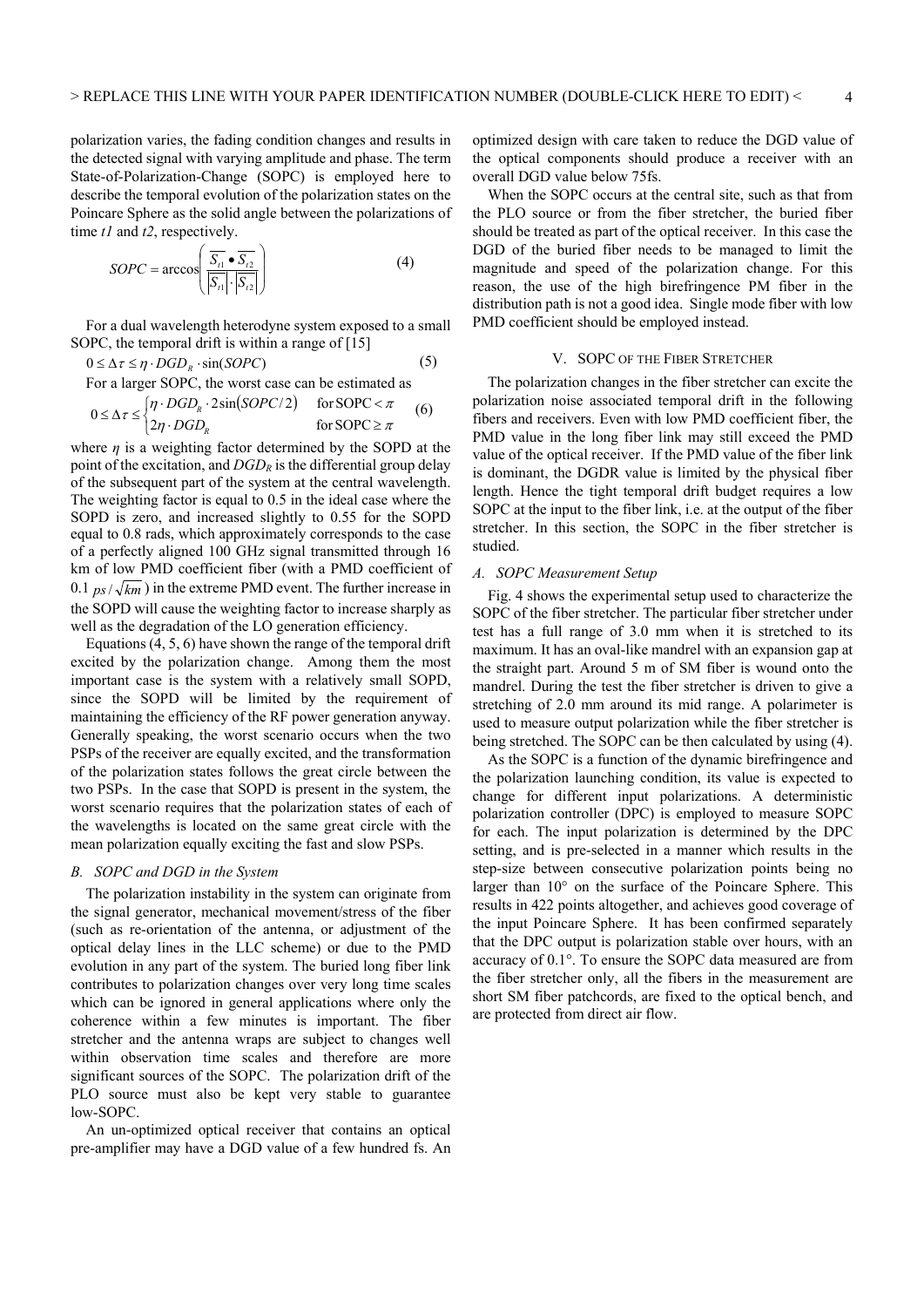polarization varies, the fading condition changes and results in the detected signal with varying amplitude and phase. The term State-of-Polarization-Change (SOPC) is employed here to describe the temporal evolution of the polarization states on the Poincare Sphere as the solid angle between the polarizations of time *t1* and *t2*, respectively.

$$SOPC = \arccos\left(\frac{\overline{S_{t1}} \bullet \overline{S_{t2}}}{\left|\overline{S_{t1}}\right| \cdot \left|\overline{S_{t2}}\right|}\right) \tag{4}$$

For a dual wavelength heterodyne system exposed to a small SOPC, the temporal drift is within a range of [15]

$$0 \le \Delta\tau \le \eta \cdot DGD_R \cdot \sin(SOPC) \tag{5}$$

For a larger SOPC, the worst case can be estimated as

$$0 \le \Delta\tau \le \begin{cases} \eta \cdot DGD_R \cdot 2\sin(SOPC/2) & \text{for SOPC} < \pi \\ 2\eta \cdot DGD_R & \text{for SOPC} \ge \pi \end{cases} \tag{6}$$

where $\eta$ is a weighting factor determined by the SOPD at the point of the excitation, and $DGD_R$ is the differential group delay of the subsequent part of the system at the central wavelength. The weighting factor is equal to 0.5 in the ideal case where the SOPD is zero, and increased slightly to 0.55 for the SOPD equal to 0.8 rads, which approximately corresponds to the case of a perfectly aligned 100 GHz signal transmitted through 16 km of low PMD coefficient fiber (with a PMD coefficient of 0.1 $ps/\sqrt{km}$) in the extreme PMD event. The further increase in the SOPD will cause the weighting factor to increase sharply as well as the degradation of the LO generation efficiency.

Equations (4, 5, 6) have shown the range of the temporal drift excited by the polarization change. Among them the most important case is the system with a relatively small SOPD, since the SOPD will be limited by the requirement of maintaining the efficiency of the RF power generation anyway. Generally speaking, the worst scenario occurs when the two PSPs of the receiver are equally excited, and the transformation of the polarization states follows the great circle between the two PSPs. In the case that SOPD is present in the system, the worst scenario requires that the polarization states of each of the wavelengths is located on the same great circle with the mean polarization equally exciting the fast and slow PSPs.

### *B. SOPC and DGD in the System*

The polarization instability in the system can originate from the signal generator, mechanical movement/stress of the fiber (such as re-orientation of the antenna, or adjustment of the optical delay lines in the LLC scheme) or due to the PMD evolution in any part of the system. The buried long fiber link contributes to polarization changes over very long time scales which can be ignored in general applications where only the coherence within a few minutes is important. The fiber stretcher and the antenna wraps are subject to changes well within observation time scales and therefore are more significant sources of the SOPC. The polarization drift of the PLO source must also be kept very stable to guarantee low-SOPC.

An un-optimized optical receiver that contains an optical pre-amplifier may have a DGD value of a few hundred fs. An optimized design with care taken to reduce the DGD value of the optical components should produce a receiver with an overall DGD value below 75fs.

When the SOPC occurs at the central site, such as that from the PLO source or from the fiber stretcher, the buried fiber should be treated as part of the optical receiver. In this case the DGD of the buried fiber needs to be managed to limit the magnitude and speed of the polarization change. For this reason, the use of the high birefringence PM fiber in the distribution path is not a good idea. Single mode fiber with low PMD coefficient should be employed instead.

## V. SOPC of the Fiber Stretcher

The polarization changes in the fiber stretcher can excite the polarization noise associated temporal drift in the following fibers and receivers. Even with low PMD coefficient fiber, the PMD value in the long fiber link may still exceed the PMD value of the optical receiver. If the PMD value of the fiber link is dominant, the DGDR value is limited by the physical fiber length. Hence the tight temporal drift budget requires a low SOPC at the input to the fiber link, i.e. at the output of the fiber stretcher. In this section, the SOPC in the fiber stretcher is studied.

### *A. SOPC Measurement Setup*

Fig. 4 shows the experimental setup used to characterize the SOPC of the fiber stretcher. The particular fiber stretcher under test has a full range of 3.0 mm when it is stretched to its maximum. It has an oval-like mandrel with an expansion gap at the straight part. Around 5 m of SM fiber is wound onto the mandrel. During the test the fiber stretcher is driven to give a stretching of 2.0 mm around its mid range. A polarimeter is used to measure output polarization while the fiber stretcher is being stretched. The SOPC can be then calculated by using (4).

As the SOPC is a function of the dynamic birefringence and the polarization launching condition, its value is expected to change for different input polarizations. A deterministic polarization controller (DPC) is employed to measure SOPC for each. The input polarization is determined by the DPC setting, and is pre-selected in a manner which results in the step-size between consecutive polarization points being no larger than 10° on the surface of the Poincare Sphere. This results in 422 points altogether, and achieves good coverage of the input Poincare Sphere. It has been confirmed separately that the DPC output is polarization stable over hours, with an accuracy of 0.1°. To ensure the SOPC data measured are from the fiber stretcher only, all the fibers in the measurement are short SM fiber patchcords, are fixed to the optical bench, and are protected from direct air flow.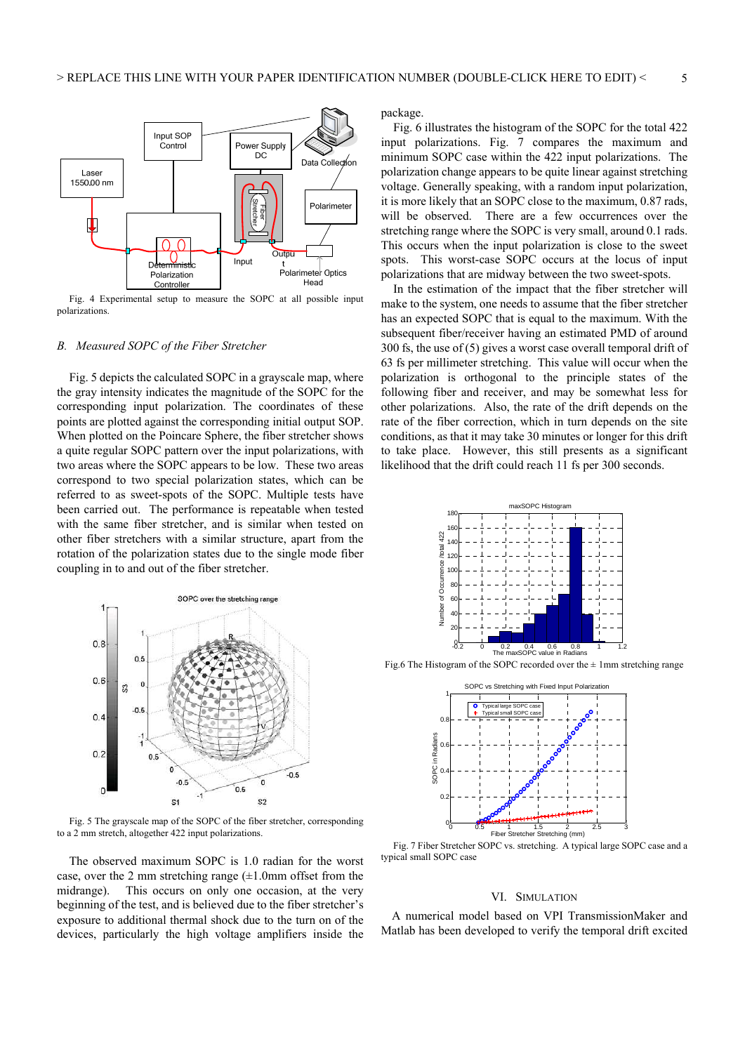Fig. 4 Experimental setup to measure the SOPC at all possible input polarizations.

*B. Measured SOPC of the Fiber Stretcher*

Fig. 5 depicts the calculated SOPC in a grayscale map, where the gray intensity indicates the magnitude of the SOPC for the corresponding input polarization. The coordinates of these points are plotted against the corresponding initial output SOP. When plotted on the Poincare Sphere, the fiber stretcher shows a quite regular SOPC pattern over the input polarizations, with two areas where the SOPC appears to be low. These two areas correspond to two special polarization states, which can be referred to as sweet-spots of the SOPC. Multiple tests have been carried out. The performance is repeatable when tested with the same fiber stretcher, and is similar when tested on other fiber stretchers with a similar structure, apart from the rotation of the polarization states due to the single mode fiber coupling in to and out of the fiber stretcher.

Fig. 5 The grayscale map of the SOPC of the fiber stretcher, corresponding to a 2 mm stretch, altogether 422 input polarizations.

The observed maximum SOPC is 1.0 radian for the worst case, over the 2 mm stretching range (±1.0mm offset from the midrange). This occurs on only one occasion, at the very beginning of the test, and is believed due to the fiber stretcher's exposure to additional thermal shock due to the turn on of the devices, particularly the high voltage amplifiers inside the package.

Fig. 6 illustrates the histogram of the SOPC for the total 422 input polarizations. Fig. 7 compares the maximum and minimum SOPC case within the 422 input polarizations. The polarization change appears to be quite linear against stretching voltage. Generally speaking, with a random input polarization, it is more likely that an SOPC close to the maximum, 0.87 rads, will be observed. There are a few occurrences over the stretching range where the SOPC is very small, around 0.1 rads. This occurs when the input polarization is close to the sweet spots. This worst-case SOPC occurs at the locus of input polarizations that are midway between the two sweet-spots.

In the estimation of the impact that the fiber stretcher will make to the system, one needs to assume that the fiber stretcher has an expected SOPC that is equal to the maximum. With the subsequent fiber/receiver having an estimated PMD of around 300 fs, the use of (5) gives a worst case overall temporal drift of 63 fs per millimeter stretching. This value will occur when the polarization is orthogonal to the principle states of the following fiber and receiver, and may be somewhat less for other polarizations. Also, the rate of the drift depends on the rate of the fiber correction, which in turn depends on the site conditions, as that it may take 30 minutes or longer for this drift to take place. However, this still presents as a significant likelihood that the drift could reach 11 fs per 300 seconds.

Fig.6 The Histogram of the SOPC recorded over the ± 1mm stretching range

Fig. 7 Fiber Stretcher SOPC vs. stretching. A typical large SOPC case and a typical small SOPC case

## VI. Simulation

A numerical model based on VPI TransmissionMaker and Matlab has been developed to verify the temporal drift excited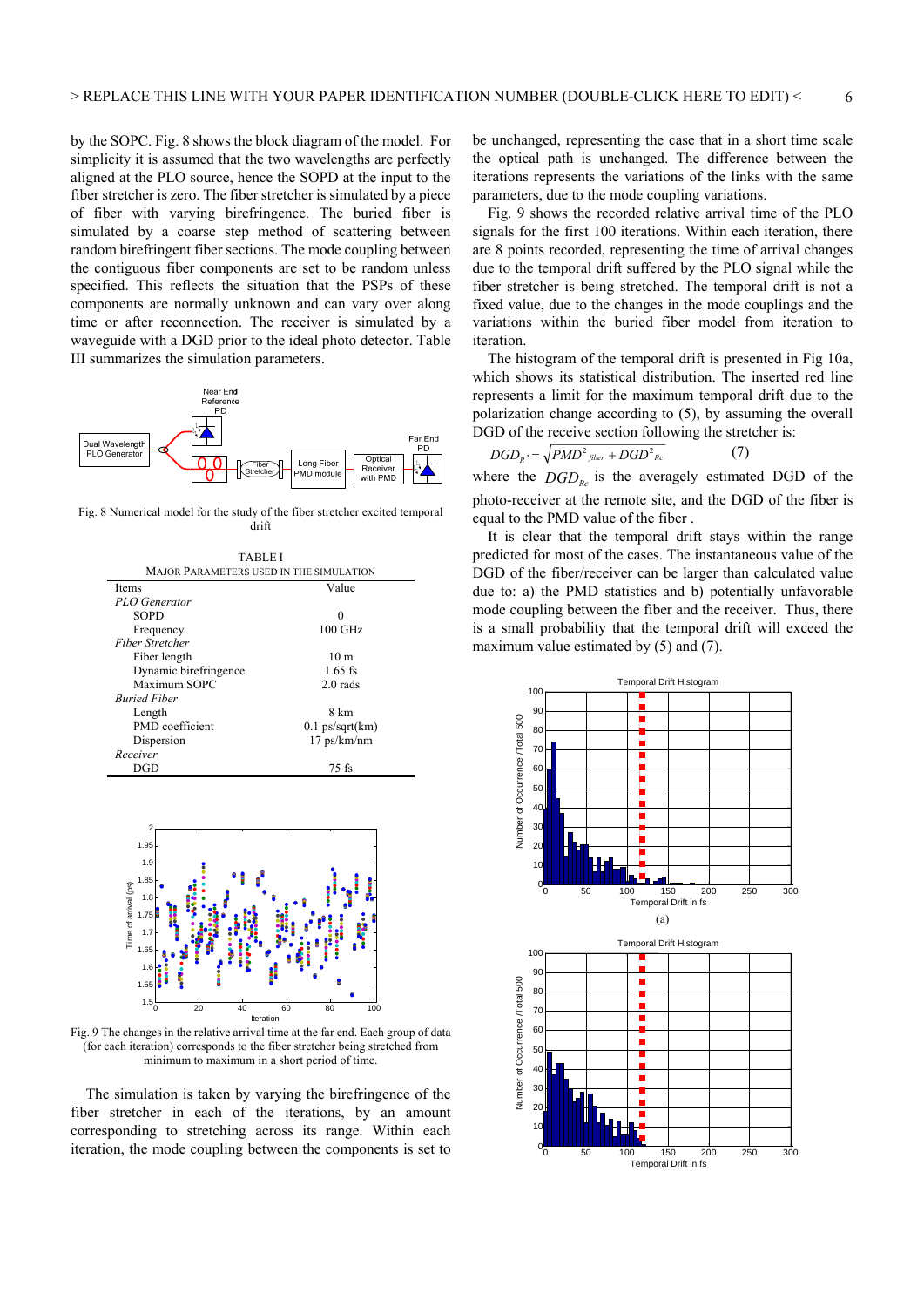by the SOPC. Fig. 8 shows the block diagram of the model. For simplicity it is assumed that the two wavelengths are perfectly aligned at the PLO source, hence the SOPD at the input to the fiber stretcher is zero. The fiber stretcher is simulated by a piece of fiber with varying birefringence. The buried fiber is simulated by a coarse step method of scattering between random birefringent fiber sections. The mode coupling between the contiguous fiber components are set to be random unless specified. This reflects the situation that the PSPs of these components are normally unknown and can vary over along time or after reconnection. The receiver is simulated by a waveguide with a DGD prior to the ideal photo detector. Table III summarizes the simulation parameters.

Fig. 8 Numerical model for the study of the fiber stretcher excited temporal drift

TABLE I
MAJOR PARAMETERS USED IN THE SIMULATION

| Items | Value |
|---|---|
| *PLO Generator* | |
| SOPD | 0 |
| Frequency | 100 GHz |
| *Fiber Stretcher* | |
| Fiber length | 10 m |
| Dynamic birefringence | 1.65 fs |
| Maximum SOPC | 2.0 rads |
| *Buried Fiber* | |
| Length | 8 km |
| PMD coefficient | 0.1 ps/sqrt(km) |
| Dispersion | 17 ps/km/nm |
| *Receiver* | |
| DGD | 75 fs |

Fig. 9 The changes in the relative arrival time at the far end. Each group of data (for each iteration) corresponds to the fiber stretcher being stretched from minimum to maximum in a short period of time.

The simulation is taken by varying the birefringence of the fiber stretcher in each of the iterations, by an amount corresponding to stretching across its range. Within each iteration, the mode coupling between the components is set to be unchanged, representing the case that in a short time scale the optical path is unchanged. The difference between the iterations represents the variations of the links with the same parameters, due to the mode coupling variations.

Fig. 9 shows the recorded relative arrival time of the PLO signals for the first 100 iterations. Within each iteration, there are 8 points recorded, representing the time of arrival changes due to the temporal drift suffered by the PLO signal while the fiber stretcher is being stretched. The temporal drift is not a fixed value, due to the changes in the mode couplings and the variations within the buried fiber model from iteration to iteration.

The histogram of the temporal drift is presented in Fig 10a, which shows its statistical distribution. The inserted red line represents a limit for the maximum temporal drift due to the polarization change according to (5), by assuming the overall DGD of the receive section following the stretcher is:

$$DGD_{R'} = \sqrt{PMD^2{}_{fiber} + DGD^2{}_{Rc}} \qquad (7)$$

where the $DGD_{Rc}$ is the averagely estimated DGD of the photo-receiver at the remote site, and the DGD of the fiber is equal to the PMD value of the fiber .

It is clear that the temporal drift stays within the range predicted for most of the cases. The instantaneous value of the DGD of the fiber/receiver can be larger than calculated value due to: a) the PMD statistics and b) potentially unfavorable mode coupling between the fiber and the receiver. Thus, there is a small probability that the temporal drift will exceed the maximum value estimated by (5) and (7).

(a)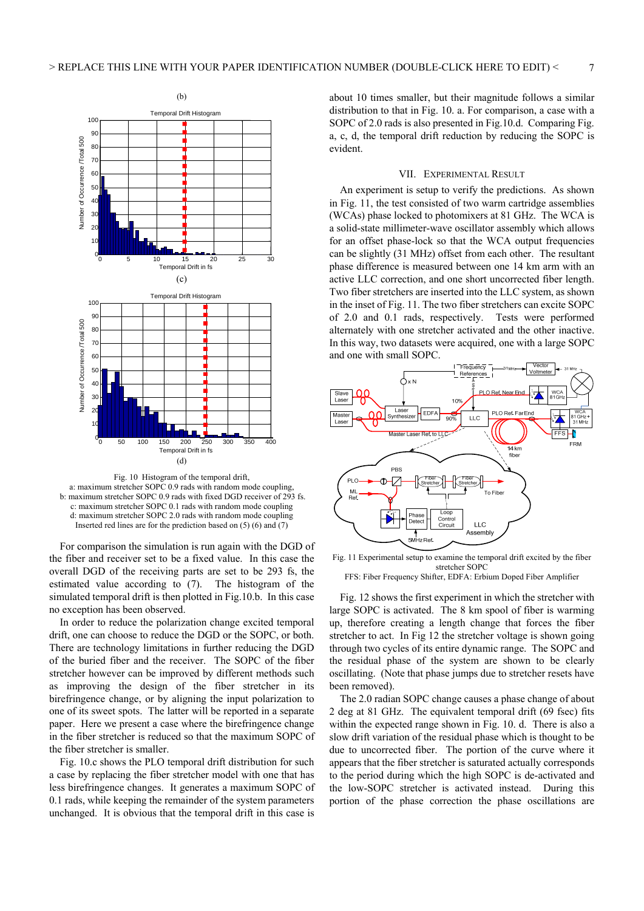Fig. 10 Histogram of the temporal drift,
a: maximum stretcher SOPC 0.9 rads with random mode coupling,
b: maximum stretcher SOPC 0.9 rads with fixed DGD receiver of 293 fs.
c: maximum stretcher SOPC 0.1 rads with random mode coupling
d: maximum stretcher SOPC 2.0 rads with random mode coupling
Inserted red lines are for the prediction based on (5) (6) and (7)

For comparison the simulation is run again with the DGD of the fiber and receiver set to be a fixed value. In this case the overall DGD of the receiving parts are set to be 293 fs, the estimated value according to (7). The histogram of the simulated temporal drift is then plotted in Fig.10.b. In this case no exception has been observed.

In order to reduce the polarization change excited temporal drift, one can choose to reduce the DGD or the SOPC, or both. There are technology limitations in further reducing the DGD of the buried fiber and the receiver. The SOPC of the fiber stretcher however can be improved by different methods such as improving the design of the fiber stretcher in its birefringence change, or by aligning the input polarization to one of its sweet spots. The latter will be reported in a separate paper. Here we present a case where the birefringence change in the fiber stretcher is reduced so that the maximum SOPC of the fiber stretcher is smaller.

Fig. 10.c shows the PLO temporal drift distribution for such a case by replacing the fiber stretcher model with one that has less birefringence changes. It generates a maximum SOPC of 0.1 rads, while keeping the remainder of the system parameters unchanged. It is obvious that the temporal drift in this case is about 10 times smaller, but their magnitude follows a similar distribution to that in Fig. 10. a. For comparison, a case with a SOPC of 2.0 rads is also presented in Fig.10.d. Comparing Fig. a, c, d, the temporal drift reduction by reducing the SOPC is evident.

## VII. Experimental Result

An experiment is setup to verify the predictions. As shown in Fig. 11, the test consisted of two warm cartridge assemblies (WCAs) phase locked to photomixers at 81 GHz. The WCA is a solid-state millimeter-wave oscillator assembly which allows for an offset phase-lock so that the WCA output frequencies can be slightly (31 MHz) offset from each other. The resultant phase difference is measured between one 14 km arm with an active LLC correction, and one short uncorrected fiber length. Two fiber stretchers are inserted into the LLC system, as shown in the inset of Fig. 11. The two fiber stretchers can excite SOPC of 2.0 and 0.1 rads, respectively. Tests were performed alternately with one stretcher activated and the other inactive. In this way, two datasets were acquired, one with a large SOPC and one with small SOPC.

Fig. 11 Experimental setup to examine the temporal drift excited by the fiber stretcher SOPC
FFS: Fiber Frequency Shifter, EDFA: Erbium Doped Fiber Amplifier

Fig. 12 shows the first experiment in which the stretcher with large SOPC is activated. The 8 km spool of fiber is warming up, therefore creating a length change that forces the fiber stretcher to act. In Fig 12 the stretcher voltage is shown going through two cycles of its entire dynamic range. The SOPC and the residual phase of the system are shown to be clearly oscillating. (Note that phase jumps due to stretcher resets have been removed).

The 2.0 radian SOPC change causes a phase change of about 2 deg at 81 GHz. The equivalent temporal drift (69 fsec) fits within the expected range shown in Fig. 10. d. There is also a slow drift variation of the residual phase which is thought to be due to uncorrected fiber. The portion of the curve where it appears that the fiber stretcher is saturated actually corresponds to the period during which the high SOPC is de-activated and the low-SOPC stretcher is activated instead. During this portion of the phase correction the phase oscillations are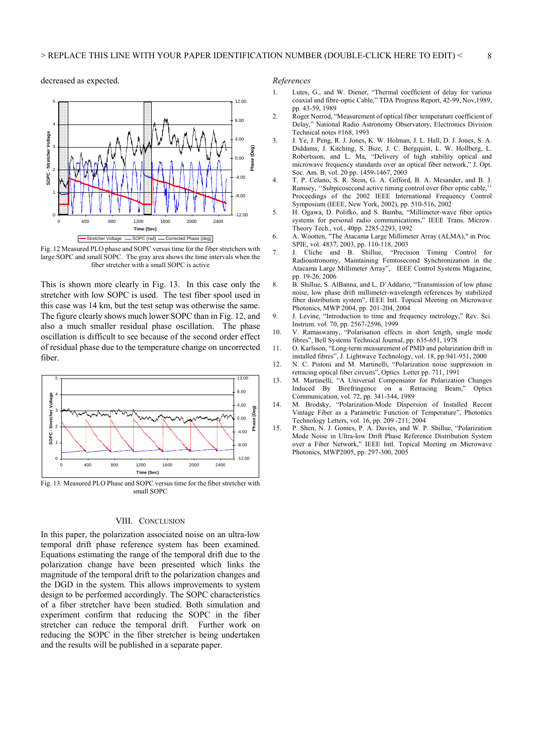decreased as expected.

5
4
3
2
1
0
SOPC - Stretcher Voltage
12.00
8.00
4.00
0.00
-4.00
-8.00
-12.00
Phase (Deg)
0 400 800 1200 1600 2000 2400
Time (Sec)
Stretcher Voltage — SOPC (rad) — Corrected Phase (deg)

Fig. 12 Measured PLO phase and SOPC versus time for the fiber stretchers with large SOPC and small SOPC. The gray area shows the time intervals when the fiber stretcher with a small SOPC is active

This is shown more clearly in Fig. 13. In this case only the stretcher with low SOPC is used. The test fiber spool used in this case was 14 km, but the test setup was otherwise the same. The figure clearly shows much lower SOPC than in Fig. 12, and also a much smaller residual phase oscillation. The phase oscillation is difficult to see because of the second order effect of residual phase due to the temperature change on uncorrected fiber.

5
4
3
2
1
0
SOPC - Stretcher Voltage
12.00
8.00
4.00
0.00
-4.00
-8.00
-12.00
Phase (Deg)
0 400 800 1200 1600 2000 2400
Time (Sec)

Fig. 13: Measured PLO Phase and SOPC versus time for the fiber stretcher with small SOPC

## VIII. Conclusion

In this paper, the polarization associated noise on an ultra-low temporal drift phase reference system has been examined. Equations estimating the range of the temporal drift due to the polarization change have been presented which links the magnitude of the temporal drift to the polarization changes and the DGD in the system. This allows improvements to system design to be performed accordingly. The SOPC characteristics of a fiber stretcher have been studied. Both simulation and experiment confirm that reducing the SOPC in the fiber stretcher can reduce the temporal drift. Further work on reducing the SOPC in the fiber stretcher is being undertaken and the results will be published in a separate paper.

*References*

1. Lutes, G., and W. Diener, "Thermal coefficient of delay for various coaxial and fibre-optic Cable," TDA Progress Report, 42-99, Nov,1989, pp. 43-59, 1989
2. Roger Norrod, "Measurement of optical fiber temperature coefficient of Delay," National Radio Astronomy Observatory, Electronics Division Technical notes #168, 1993
3. J. Ye, J. Peng, R. J. Jones, K. W. Holman, J. L. Hall, D. J. Jones, S. A. Diddams, J. Kitching, S. Bize, J. C. Bergquist, L. W. Hollberg, L. Robertsson, and L. Ma, "Delivery of high stability optical and microwave frequency standards over an optical fiber network," J. Opt. Soc. Am. B, vol. 20 pp. 1459-1467, 2003
4. T. P. Celano, S. R. Stein, G. A. Gifford, B. A. Mesander, and B. J. Ramsey, ''Subpicosecond active timing control over fiber optic cable,'' Proceedings of the 2002 IEEE International Frequency Control Symposium (IEEE, New York, 2002), pp. 510-516, 2002
5. H. Ogawa, D. Polifko, and S. Bamba, "Millimeter-wave fiber optics systems for personal radio communications," IEEE Trans. Microw. Theory Tech., vol., 40pp. 2285-2293, 1992
6. A. Wootten, "The Atacama Large Millimeter Array (ALMA)," in Proc. SPIE, vol. 4837, 2003, pp. 110-118, 2003
7. J. Cliche and B. Shillue, "Precision Timing Control for Radioastronomy, Maintaining Femtosecond Synchronization in the Atacama Large Millimeter Array", IEEE Control Systems Magazine, pp. 19-26, 2006
8. B. Shillue, S. AlBanna, and L. D'Addario, "Transmission of low phase noise, low phase drift millimeter-wavelength references by stabilized fiber distribution system", IEEE Intl. Topical Meeting on Microwave Photonics, MWP 2004, pp. 201-204, 2004
9. J. Levine, "Introduction to time and frequency metrology," Rev. Sci. Instrum. vol. 70, pp. 2567-2596, 1999
10. V. Ramaswamy, "Polarisation effects in short length, single mode fibres", Bell Systems Technical Journal, pp. 635-651, 1978
11. O. Karlsson, "Long-term measurement of PMD and polarization drift in installed fibres", J. Lightwave Technology, vol. 18, pp.941-951, 2000
12. N. C. Pistoni and M. Martinelli, "Polarization noise suppression in retracing optical fiber circuits", Optics Letter pp. 711, 1991
13. M. Martinelli, "A Universal Compensator for Polarization Changes Induced By Birefringence on a Retracing Beam," Optics Communication, vol. 72, pp. 341-344, 1989
14. M. Brodsky, "Polarization-Mode Dispersion of Installed Recent Vintage Fiber as a Parametric Function of Temperature", Photonics Technology Letters, vol. 16, pp. 209 -211, 2004
15. P. Shen, N. J. Gomes, P. A. Davies, and W. P. Shillue, "Polarization Mode Noise in Ultra-low Drift Phase Reference Distribution System over a Fiber Network," IEEE Intl. Topical Meeting on Microwave Photonics, MWP2005, pp. 297-300, 2005